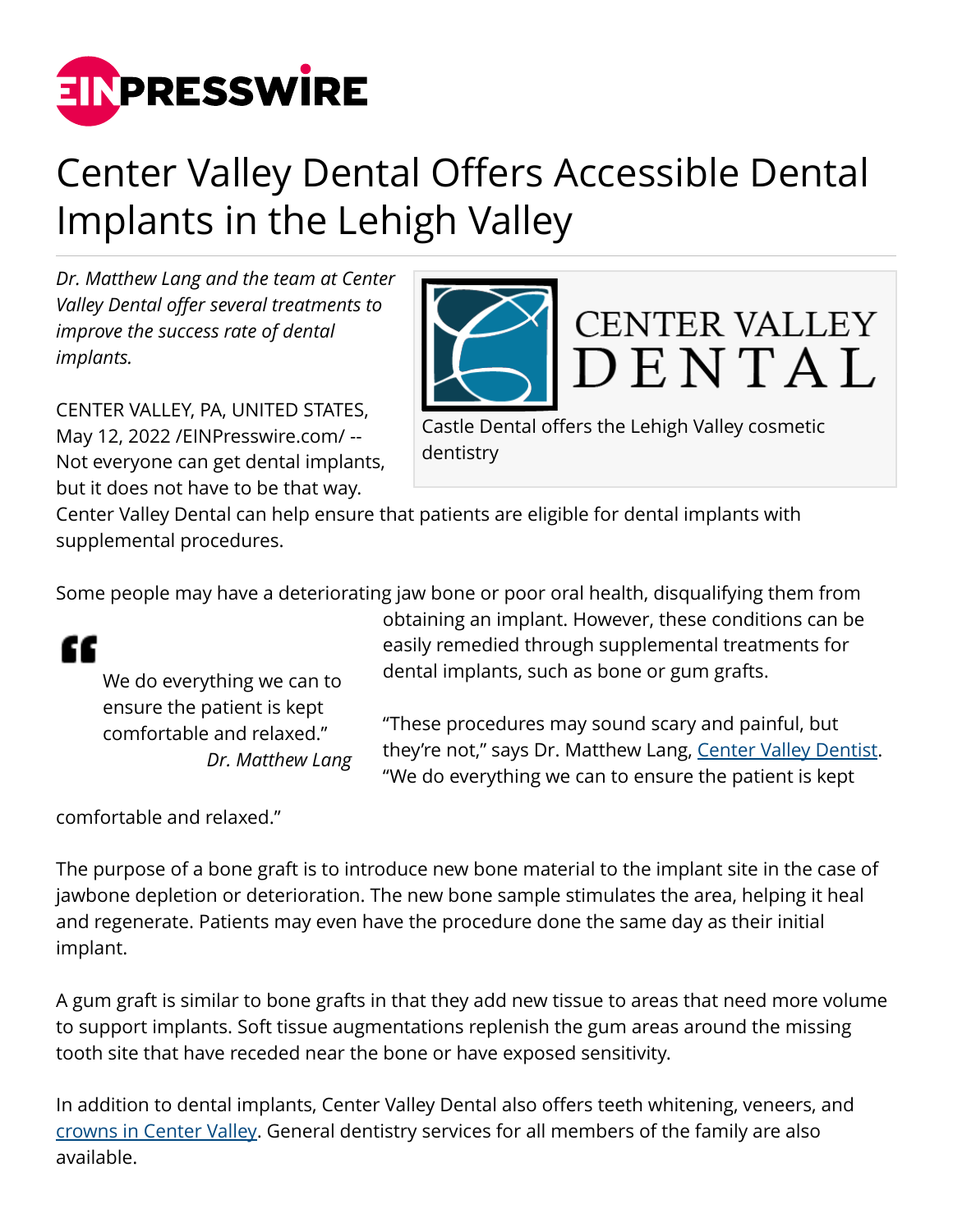# Center Valley Dental Offers Accessible Dental Implants in the Lehigh Valley

*Dr. Matthew Lang and the team at Center Valley Dental offer several treatments to improve the success rate of dental implants.*

Castle Dental offers the Lehigh Valley cosmetic dentistry

CENTER VALLEY, PA, UNITED STATES, May 12, 2022 /EINPresswire.com/ -- Not everyone can get dental implants, but it does not have to be that way. Center Valley Dental can help ensure that patients are eligible for dental implants with supplemental procedures.

Some people may have a deteriorating jaw bone or poor oral health, disqualifying them from obtaining an implant. However, these conditions can be easily remedied through supplemental treatments for dental implants, such as bone or gum grafts.

> We do everything we can to ensure the patient is kept comfortable and relaxed."
>
> *Dr. Matthew Lang*

"These procedures may sound scary and painful, but they're not," says Dr. Matthew Lang, [Center Valley Dentist](). "We do everything we can to ensure the patient is kept comfortable and relaxed."

The purpose of a bone graft is to introduce new bone material to the implant site in the case of jawbone depletion or deterioration. The new bone sample stimulates the area, helping it heal and regenerate. Patients may even have the procedure done the same day as their initial implant.

A gum graft is similar to bone grafts in that they add new tissue to areas that need more volume to support implants. Soft tissue augmentations replenish the gum areas around the missing tooth site that have receded near the bone or have exposed sensitivity.

In addition to dental implants, Center Valley Dental also offers teeth whitening, veneers, and [crowns in Center Valley](). General dentistry services for all members of the family are also available.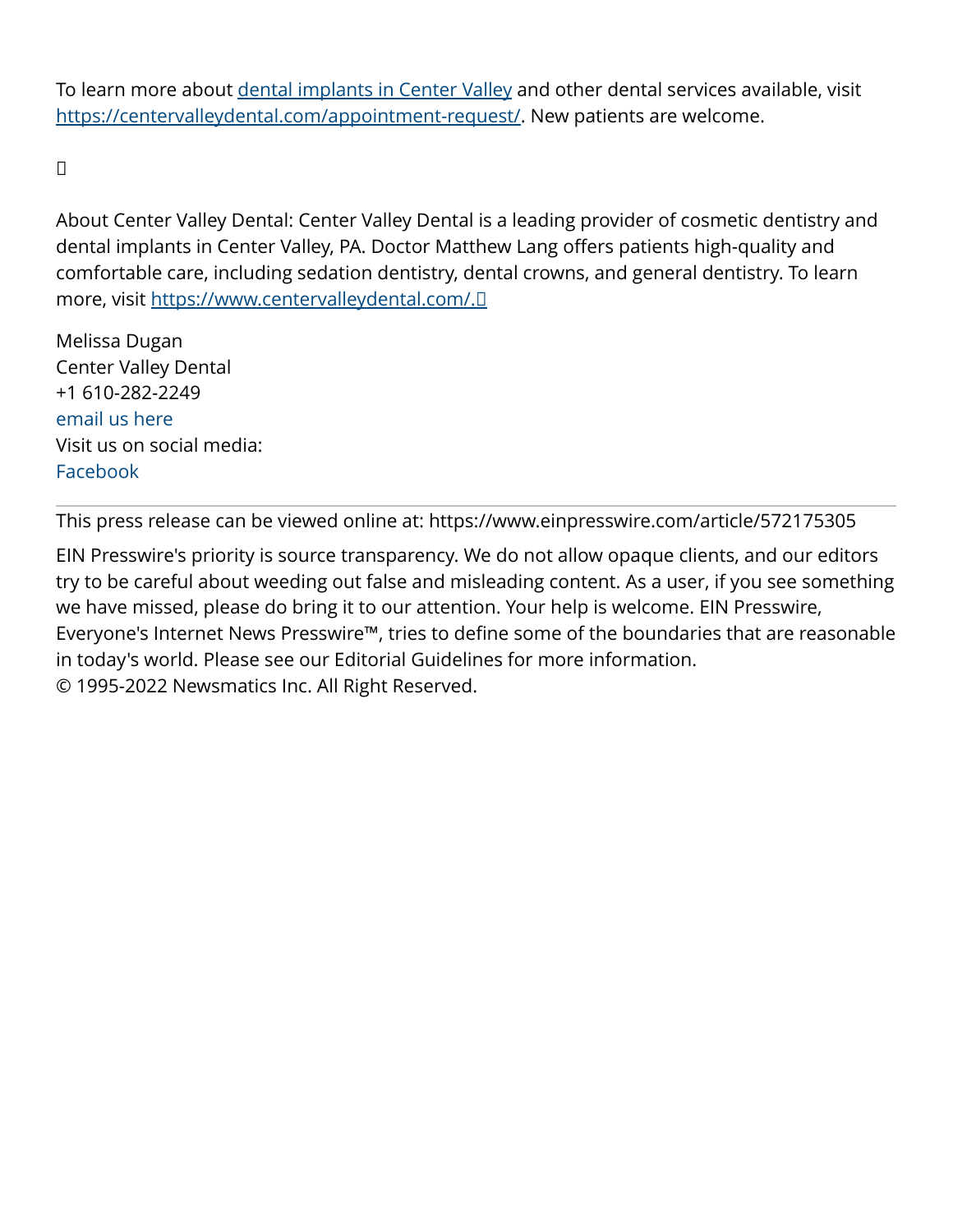To learn more about dental implants in Center Valley and other dental services available, visit https://centervalleydental.com/appointment-request/. New patients are welcome.

About Center Valley Dental: Center Valley Dental is a leading provider of cosmetic dentistry and dental implants in Center Valley, PA. Doctor Matthew Lang offers patients high-quality and comfortable care, including sedation dentistry, dental crowns, and general dentistry. To learn more, visit https://www.centervalleydental.com/.

Melissa Dugan
Center Valley Dental
+1 610-282-2249
email us here
Visit us on social media:
Facebook

---

This press release can be viewed online at: https://www.einpresswire.com/article/572175305

EIN Presswire's priority is source transparency. We do not allow opaque clients, and our editors try to be careful about weeding out false and misleading content. As a user, if you see something we have missed, please do bring it to our attention. Your help is welcome. EIN Presswire, Everyone's Internet News Presswire™, tries to define some of the boundaries that are reasonable in today's world. Please see our Editorial Guidelines for more information.
© 1995-2022 Newsmatics Inc. All Right Reserved.